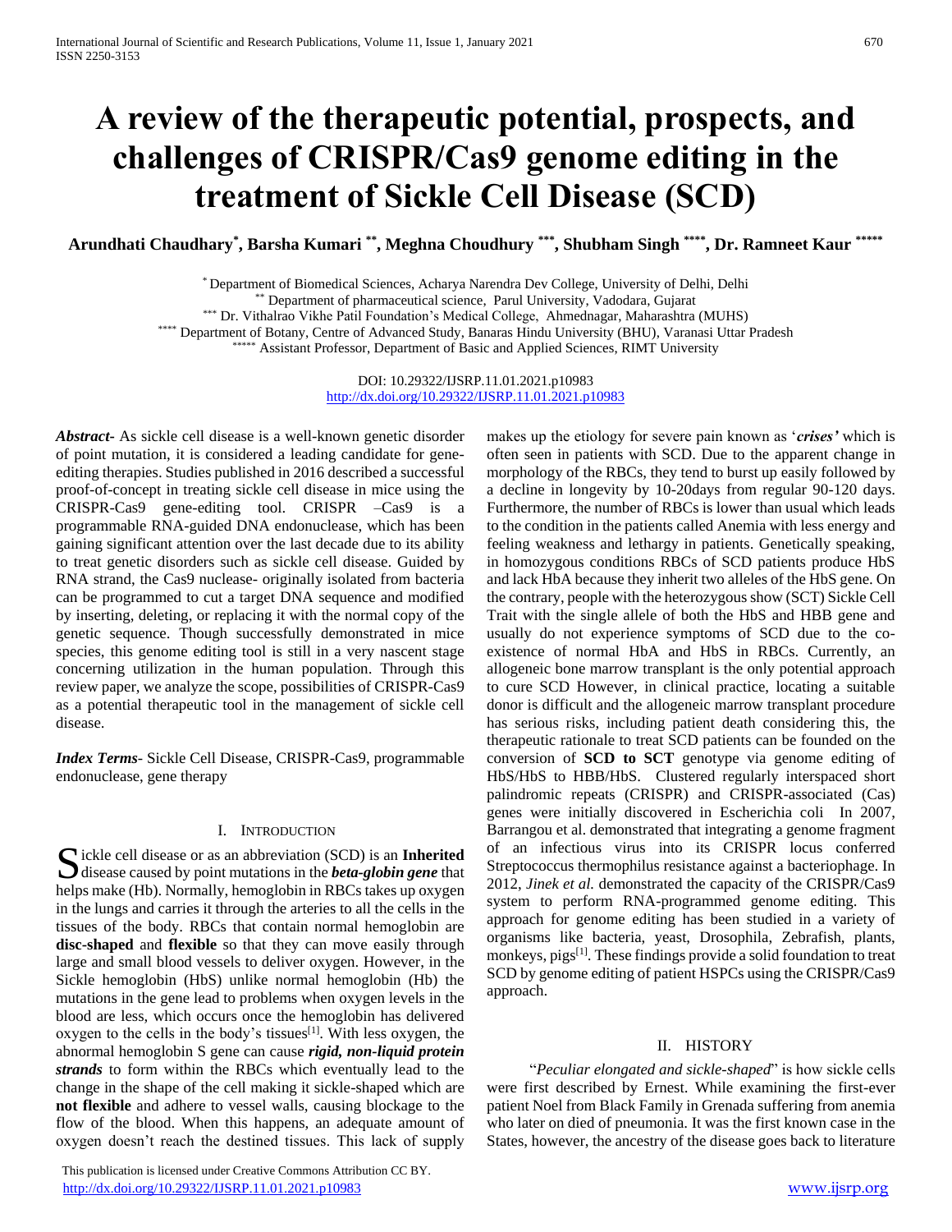# A review of the therapeutic potential, prospects, and challenges of CRISPR/Cas9 genome editing in the treatment of Sickle Cell Disease (SCD)

**Arundhati Chaudhary[*], Barsha Kumari[**], Meghna Choudhury[***], Shubham Singh[****], Dr. Ramneet Kaur[*****]**

[*] Department of Biomedical Sciences, Acharya Narendra Dev College, University of Delhi, Delhi
[**] Department of pharmaceutical science, Parul University, Vadodara, Gujarat
[***] Dr. Vithalrao Vikhe Patil Foundation's Medical College, Ahmednagar, Maharashtra (MUHS)
[****] Department of Botany, Centre of Advanced Study, Banaras Hindu University (BHU), Varanasi Uttar Pradesh
[*****] Assistant Professor, Department of Basic and Applied Sciences, RIMT University

DOI: 10.29322/IJSRP.11.01.2021.p10983
http://dx.doi.org/10.29322/IJSRP.11.01.2021.p10983

***Abstract***- As sickle cell disease is a well-known genetic disorder of point mutation, it is considered a leading candidate for gene-editing therapies. Studies published in 2016 described a successful proof-of-concept in treating sickle cell disease in mice using the CRISPR-Cas9 gene-editing tool. CRISPR –Cas9 is a programmable RNA-guided DNA endonuclease, which has been gaining significant attention over the last decade due to its ability to treat genetic disorders such as sickle cell disease. Guided by RNA strand, the Cas9 nuclease- originally isolated from bacteria can be programmed to cut a target DNA sequence and modified by inserting, deleting, or replacing it with the normal copy of the genetic sequence. Though successfully demonstrated in mice species, this genome editing tool is still in a very nascent stage concerning utilization in the human population. Through this review paper, we analyze the scope, possibilities of CRISPR-Cas9 as a potential therapeutic tool in the management of sickle cell disease.

***Index Terms***- Sickle Cell Disease, CRISPR-Cas9, programmable endonuclease, gene therapy

## I. INTRODUCTION

Sickle cell disease or as an abbreviation (SCD) is an **Inherited** disease caused by point mutations in the ***beta-globin gene*** that helps make (Hb). Normally, hemoglobin in RBCs takes up oxygen in the lungs and carries it through the arteries to all the cells in the tissues of the body. RBCs that contain normal hemoglobin are **disc-shaped** and **flexible** so that they can move easily through large and small blood vessels to deliver oxygen. However, in the Sickle hemoglobin (HbS) unlike normal hemoglobin (Hb) the mutations in the gene lead to problems when oxygen levels in the blood are less, which occurs once the hemoglobin has delivered oxygen to the cells in the body's tissues[1]. With less oxygen, the abnormal hemoglobin S gene can cause ***rigid, non-liquid protein strands*** to form within the RBCs which eventually lead to the change in the shape of the cell making it sickle-shaped which are **not flexible** and adhere to vessel walls, causing blockage to the flow of the blood. When this happens, an adequate amount of oxygen doesn't reach the destined tissues. This lack of supply makes up the etiology for severe pain known as '***crises'*** which is often seen in patients with SCD. Due to the apparent change in morphology of the RBCs, they tend to burst up easily followed by a decline in longevity by 10-20days from regular 90-120 days. Furthermore, the number of RBCs is lower than usual which leads to the condition in the patients called Anemia with less energy and feeling weakness and lethargy in patients. Genetically speaking, in homozygous conditions RBCs of SCD patients produce HbS and lack HbA because they inherit two alleles of the HbS gene. On the contrary, people with the heterozygous show (SCT) Sickle Cell Trait with the single allele of both the HbS and HBB gene and usually do not experience symptoms of SCD due to the co-existence of normal HbA and HbS in RBCs. Currently, an allogeneic bone marrow transplant is the only potential approach to cure SCD However, in clinical practice, locating a suitable donor is difficult and the allogeneic marrow transplant procedure has serious risks, including patient death considering this, the therapeutic rationale to treat SCD patients can be founded on the conversion of **SCD to SCT** genotype via genome editing of HbS/HbS to HBB/HbS. Clustered regularly interspaced short palindromic repeats (CRISPR) and CRISPR-associated (Cas) genes were initially discovered in Escherichia coli In 2007, Barrangou et al. demonstrated that integrating a genome fragment of an infectious virus into its CRISPR locus conferred Streptococcus thermophilus resistance against a bacteriophage. In 2012, *Jinek et al.* demonstrated the capacity of the CRISPR/Cas9 system to perform RNA-programmed genome editing. This approach for genome editing has been studied in a variety of organisms like bacteria, yeast, Drosophila, Zebrafish, plants, monkeys, pigs[1]. These findings provide a solid foundation to treat SCD by genome editing of patient HSPCs using the CRISPR/Cas9 approach.

## II. HISTORY

"*Peculiar elongated and sickle-shaped*" is how sickle cells were first described by Ernest. While examining the first-ever patient Noel from Black Family in Grenada suffering from anemia who later on died of pneumonia. It was the first known case in the States, however, the ancestry of the disease goes back to literature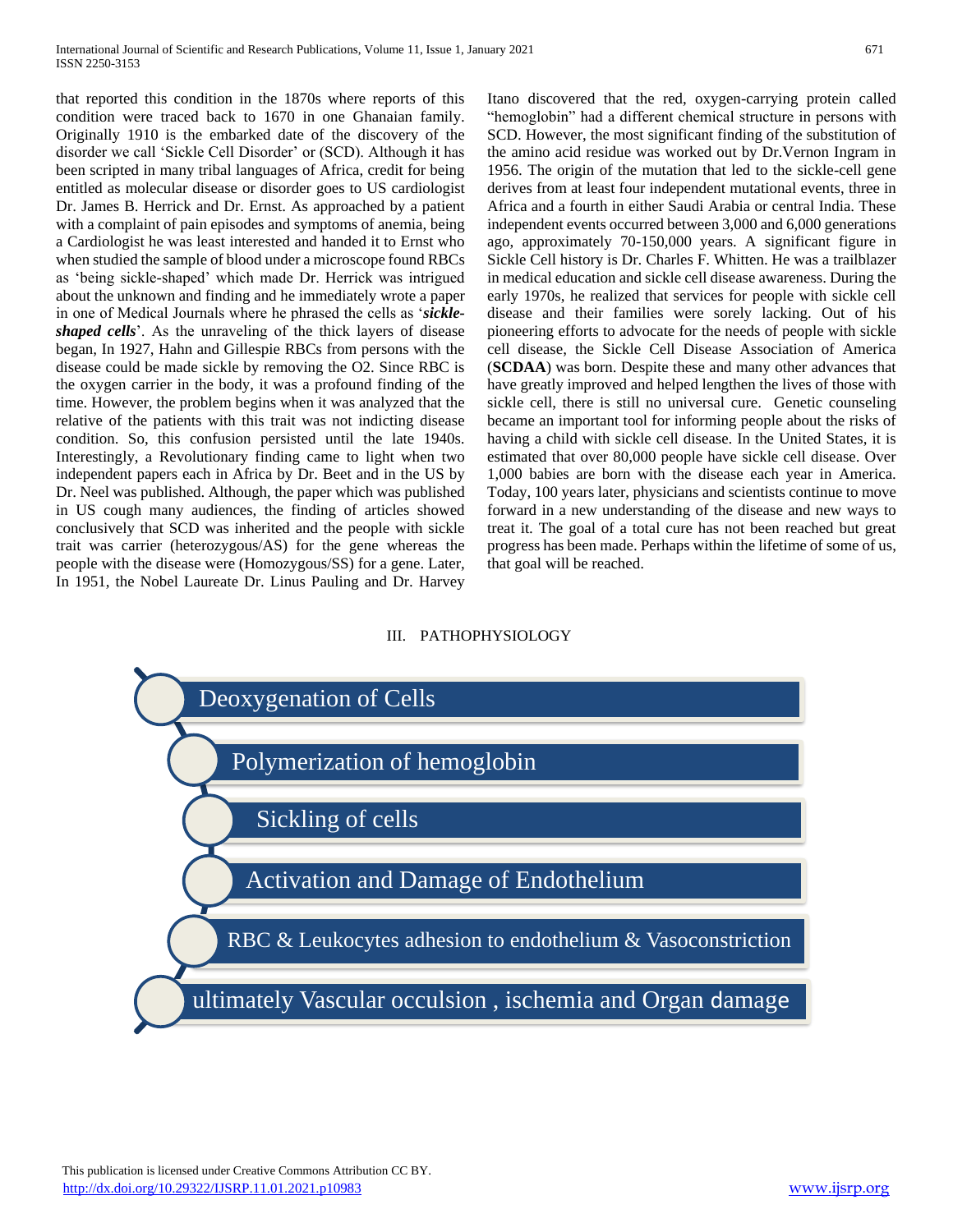that reported this condition in the 1870s where reports of this condition were traced back to 1670 in one Ghanaian family. Originally 1910 is the embarked date of the discovery of the disorder we call 'Sickle Cell Disorder' or (SCD). Although it has been scripted in many tribal languages of Africa, credit for being entitled as molecular disease or disorder goes to US cardiologist Dr. James B. Herrick and Dr. Ernst. As approached by a patient with a complaint of pain episodes and symptoms of anemia, being a Cardiologist he was least interested and handed it to Ernst who when studied the sample of blood under a microscope found RBCs as 'being sickle-shaped' which made Dr. Herrick was intrigued about the unknown and finding and he immediately wrote a paper in one of Medical Journals where he phrased the cells as '***sickle-shaped cells***'. As the unraveling of the thick layers of disease began, In 1927, Hahn and Gillespie RBCs from persons with the disease could be made sickle by removing the O2. Since RBC is the oxygen carrier in the body, it was a profound finding of the time. However, the problem begins when it was analyzed that the relative of the patients with this trait was not indicting disease condition. So, this confusion persisted until the late 1940s. Interestingly, a Revolutionary finding came to light when two independent papers each in Africa by Dr. Beet and in the US by Dr. Neel was published. Although, the paper which was published in US cough many audiences, the finding of articles showed conclusively that SCD was inherited and the people with sickle trait was carrier (heterozygous/AS) for the gene whereas the people with the disease were (Homozygous/SS) for a gene. Later, In 1951, the Nobel Laureate Dr. Linus Pauling and Dr. Harvey Itano discovered that the red, oxygen-carrying protein called "hemoglobin" had a different chemical structure in persons with SCD. However, the most significant finding of the substitution of the amino acid residue was worked out by Dr.Vernon Ingram in 1956. The origin of the mutation that led to the sickle-cell gene derives from at least four independent mutational events, three in Africa and a fourth in either Saudi Arabia or central India. These independent events occurred between 3,000 and 6,000 generations ago, approximately 70-150,000 years. A significant figure in Sickle Cell history is Dr. Charles F. Whitten. He was a trailblazer in medical education and sickle cell disease awareness. During the early 1970s, he realized that services for people with sickle cell disease and their families were sorely lacking. Out of his pioneering efforts to advocate for the needs of people with sickle cell disease, the Sickle Cell Disease Association of America (**SCDAA**) was born. Despite these and many other advances that have greatly improved and helped lengthen the lives of those with sickle cell, there is still no universal cure. Genetic counseling became an important tool for informing people about the risks of having a child with sickle cell disease. In the United States, it is estimated that over 80,000 people have sickle cell disease. Over 1,000 babies are born with the disease each year in America. Today, 100 years later, physicians and scientists continue to move forward in a new understanding of the disease and new ways to treat it. The goal of a total cure has not been reached but great progress has been made. Perhaps within the lifetime of some of us, that goal will be reached.

## III. PATHOPHYSIOLOGY

- Deoxygenation of Cells
- Polymerization of hemoglobin
- Sickling of cells
- Activation and Damage of Endothelium
- RBC & Leukocytes adhesion to endothelium & Vasoconstriction
- ultimately Vascular occulsion , ischemia and Organ damage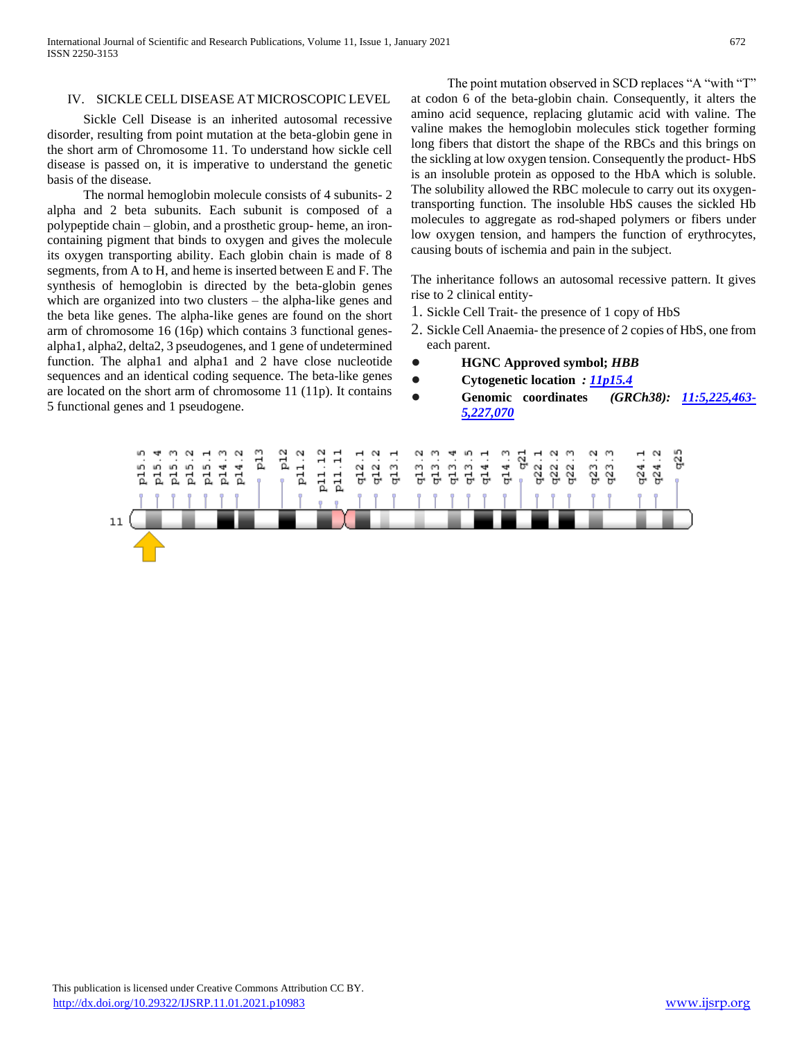## IV. SICKLE CELL DISEASE AT MICROSCOPIC LEVEL

Sickle Cell Disease is an inherited autosomal recessive disorder, resulting from point mutation at the beta-globin gene in the short arm of Chromosome 11. To understand how sickle cell disease is passed on, it is imperative to understand the genetic basis of the disease.

The normal hemoglobin molecule consists of 4 subunits- 2 alpha and 2 beta subunits. Each subunit is composed of a polypeptide chain – globin, and a prosthetic group- heme, an iron-containing pigment that binds to oxygen and gives the molecule its oxygen transporting ability. Each globin chain is made of 8 segments, from A to H, and heme is inserted between E and F. The synthesis of hemoglobin is directed by the beta-globin genes which are organized into two clusters – the alpha-like genes and the beta like genes. The alpha-like genes are found on the short arm of chromosome 16 (16p) which contains 3 functional genes- alpha1, alpha2, delta2, 3 pseudogenes, and 1 gene of undetermined function. The alpha1 and alpha1 and 2 have close nucleotide sequences and an identical coding sequence. The beta-like genes are located on the short arm of chromosome 11 (11p). It contains 5 functional genes and 1 pseudogene.

The point mutation observed in SCD replaces "A "with "T" at codon 6 of the beta-globin chain. Consequently, it alters the amino acid sequence, replacing glutamic acid with valine. The valine makes the hemoglobin molecules stick together forming long fibers that distort the shape of the RBCs and this brings on the sickling at low oxygen tension. Consequently the product- HbS is an insoluble protein as opposed to the HbA which is soluble. The solubility allowed the RBC molecule to carry out its oxygen-transporting function. The insoluble HbS causes the sickled Hb molecules to aggregate as rod-shaped polymers or fibers under low oxygen tension, and hampers the function of erythrocytes, causing bouts of ischemia and pain in the subject.

The inheritance follows an autosomal recessive pattern. It gives rise to 2 clinical entity-

1. Sickle Cell Trait- the presence of 1 copy of HbS
2. Sickle Cell Anaemia- the presence of 2 copies of HbS, one from each parent.

- **HGNC Approved symbol; *HBB***
- **Cytogenetic location *: 11p15.4***
- **Genomic coordinates *(GRCh38): 11:5,225,463-5,227,070***

p15.5 p15.4 p15.3 p15.2 p15.1 p14.3 p14.2 p13 p12 p11.2 p11.12 p11.11 q12.1 q12.2 q13.1 q13.2 q13.3 q13.4 q13.5 q14.1 q14.3 q21 q22.1 q22.2 q22.3 q23.2 q23.3 q24.1 q24.2 q25

11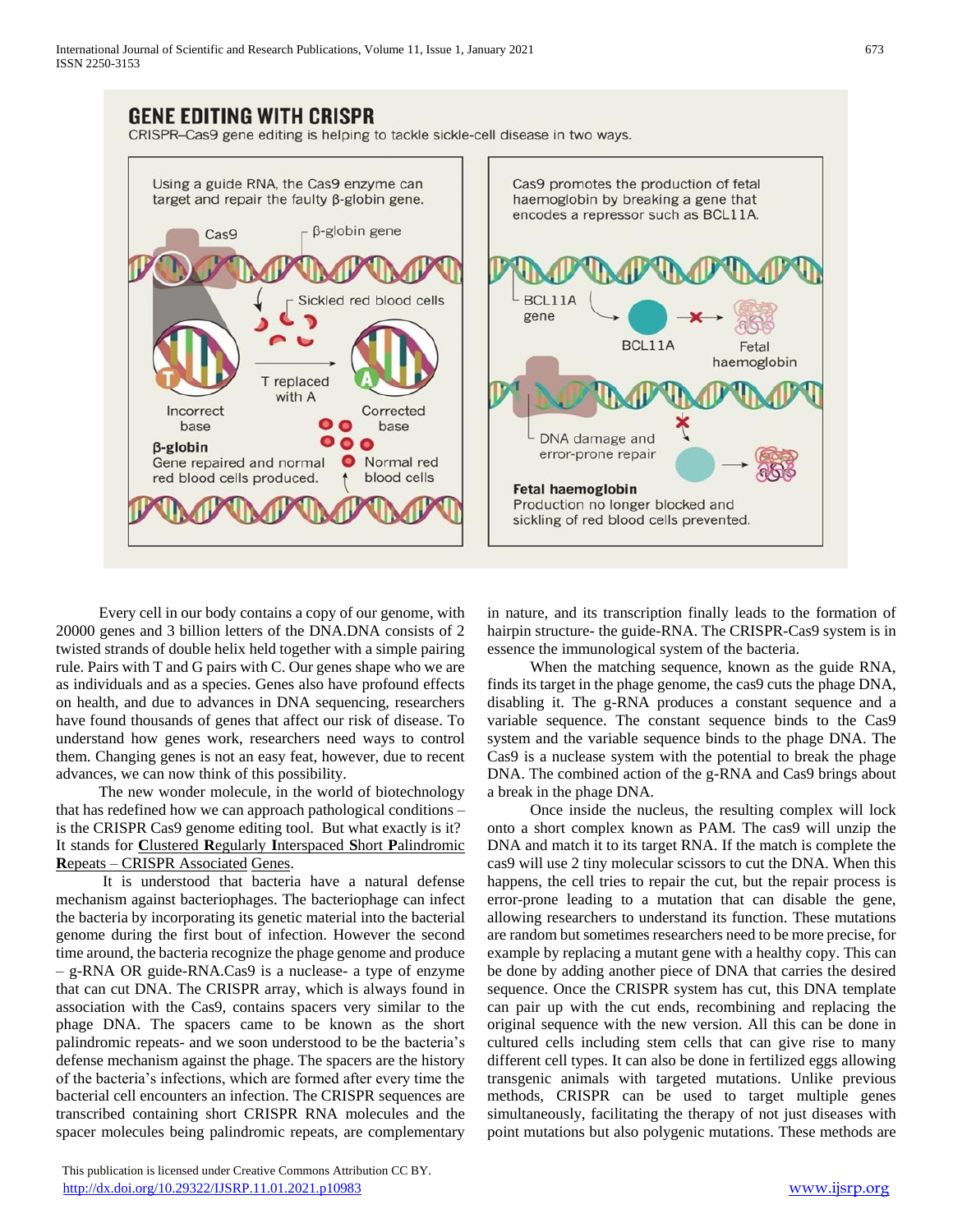Every cell in our body contains a copy of our genome, with 20000 genes and 3 billion letters of the DNA.DNA consists of 2 twisted strands of double helix held together with a simple pairing rule. Pairs with T and G pairs with C. Our genes shape who we are as individuals and as a species. Genes also have profound effects on health, and due to advances in DNA sequencing, researchers have found thousands of genes that affect our risk of disease. To understand how genes work, researchers need ways to control them. Changing genes is not an easy feat, however, due to recent advances, we can now think of this possibility.

The new wonder molecule, in the world of biotechnology that has redefined how we can approach pathological conditions – is the CRISPR Cas9 genome editing tool. But what exactly is it? It stands for **C**lustered **R**egularly **I**nterspaced **S**hort **P**alindromic **R**epeats – CRISPR Associated Genes.

It is understood that bacteria have a natural defense mechanism against bacteriophages. The bacteriophage can infect the bacteria by incorporating its genetic material into the bacterial genome during the first bout of infection. However the second time around, the bacteria recognize the phage genome and produce – g-RNA OR guide-RNA.Cas9 is a nuclease- a type of enzyme that can cut DNA. The CRISPR array, which is always found in association with the Cas9, contains spacers very similar to the phage DNA. The spacers came to be known as the short palindromic repeats- and we soon understood to be the bacteria's defense mechanism against the phage. The spacers are the history of the bacteria's infections, which are formed after every time the bacterial cell encounters an infection. The CRISPR sequences are transcribed containing short CRISPR RNA molecules and the spacer molecules being palindromic repeats, are complementary in nature, and its transcription finally leads to the formation of hairpin structure- the guide-RNA. The CRISPR-Cas9 system is in essence the immunological system of the bacteria.

When the matching sequence, known as the guide RNA, finds its target in the phage genome, the cas9 cuts the phage DNA, disabling it. The g-RNA produces a constant sequence and a variable sequence. The constant sequence binds to the Cas9 system and the variable sequence binds to the phage DNA. The Cas9 is a nuclease system with the potential to break the phage DNA. The combined action of the g-RNA and Cas9 brings about a break in the phage DNA.

Once inside the nucleus, the resulting complex will lock onto a short complex known as PAM. The cas9 will unzip the DNA and match it to its target RNA. If the match is complete the cas9 will use 2 tiny molecular scissors to cut the DNA. When this happens, the cell tries to repair the cut, but the repair process is error-prone leading to a mutation that can disable the gene, allowing researchers to understand its function. These mutations are random but sometimes researchers need to be more precise, for example by replacing a mutant gene with a healthy copy. This can be done by adding another piece of DNA that carries the desired sequence. Once the CRISPR system has cut, this DNA template can pair up with the cut ends, recombining and replacing the original sequence with the new version. All this can be done in cultured cells including stem cells that can give rise to many different cell types. It can also be done in fertilized eggs allowing transgenic animals with targeted mutations. Unlike previous methods, CRISPR can be used to target multiple genes simultaneously, facilitating the therapy of not just diseases with point mutations but also polygenic mutations. These methods are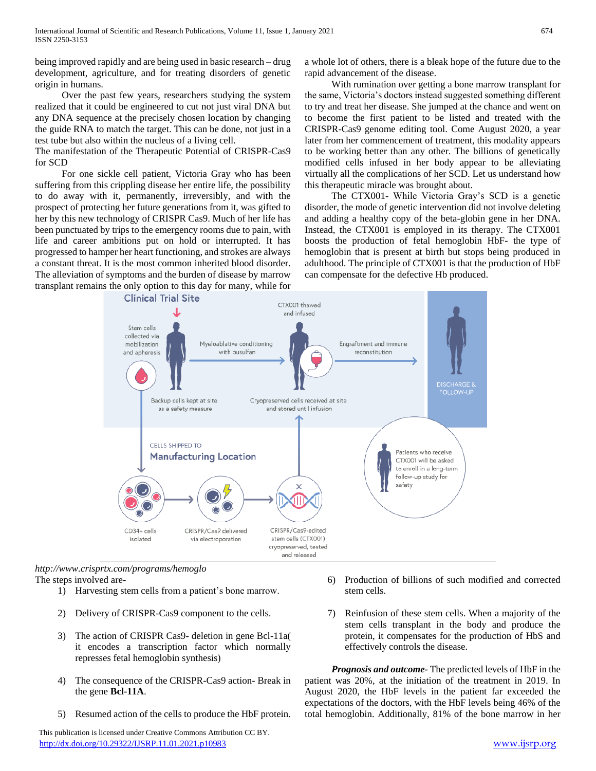being improved rapidly and are being used in basic research – drug development, agriculture, and for treating disorders of genetic origin in humans.

Over the past few years, researchers studying the system realized that it could be engineered to cut not just viral DNA but any DNA sequence at the precisely chosen location by changing the guide RNA to match the target. This can be done, not just in a test tube but also within the nucleus of a living cell.

The manifestation of the Therapeutic Potential of CRISPR-Cas9 for SCD

For one sickle cell patient, Victoria Gray who has been suffering from this crippling disease her entire life, the possibility to do away with it, permanently, irreversibly, and with the prospect of protecting her future generations from it, was gifted to her by this new technology of CRISPR Cas9. Much of her life has been punctuated by trips to the emergency rooms due to pain, with life and career ambitions put on hold or interrupted. It has progressed to hamper her heart functioning, and strokes are always a constant threat. It is the most common inherited blood disorder. The alleviation of symptoms and the burden of disease by marrow transplant remains the only option to this day for many, while for a whole lot of others, there is a bleak hope of the future due to the rapid advancement of the disease.

With rumination over getting a bone marrow transplant for the same, Victoria's doctors instead suggested something different to try and treat her disease. She jumped at the chance and went on to become the first patient to be listed and treated with the CRISPR-Cas9 genome editing tool. Come August 2020, a year later from her commencement of treatment, this modality appears to be working better than any other. The billions of genetically modified cells infused in her body appear to be alleviating virtually all the complications of her SCD. Let us understand how this therapeutic miracle was brought about.

The CTX001- While Victoria Gray's SCD is a genetic disorder, the mode of genetic intervention did not involve deleting and adding a healthy copy of the beta-globin gene in her DNA. Instead, the CTX001 is employed in its therapy. The CTX001 boosts the production of fetal hemoglobin HbF- the type of hemoglobin that is present at birth but stops being produced in adulthood. The principle of CTX001 is that the production of HbF can compensate for the defective Hb produced.

*http://www.crisprtx.com/programs/hemoglo*

The steps involved are-

1) Harvesting stem cells from a patient's bone marrow.
2) Delivery of CRISPR-Cas9 component to the cells.
3) The action of CRISPR Cas9- deletion in gene Bcl-11a( it encodes a transcription factor which normally represses fetal hemoglobin synthesis)
4) The consequence of the CRISPR-Cas9 action- Break in the gene **Bcl-11A**.
5) Resumed action of the cells to produce the HbF protein.
6) Production of billions of such modified and corrected stem cells.
7) Reinfusion of these stem cells. When a majority of the stem cells transplant in the body and produce the protein, it compensates for the production of HbS and effectively controls the disease.

***Prognosis and outcome-*** The predicted levels of HbF in the patient was 20%, at the initiation of the treatment in 2019. In August 2020, the HbF levels in the patient far exceeded the expectations of the doctors, with the HbF levels being 46% of the total hemoglobin. Additionally, 81% of the bone marrow in her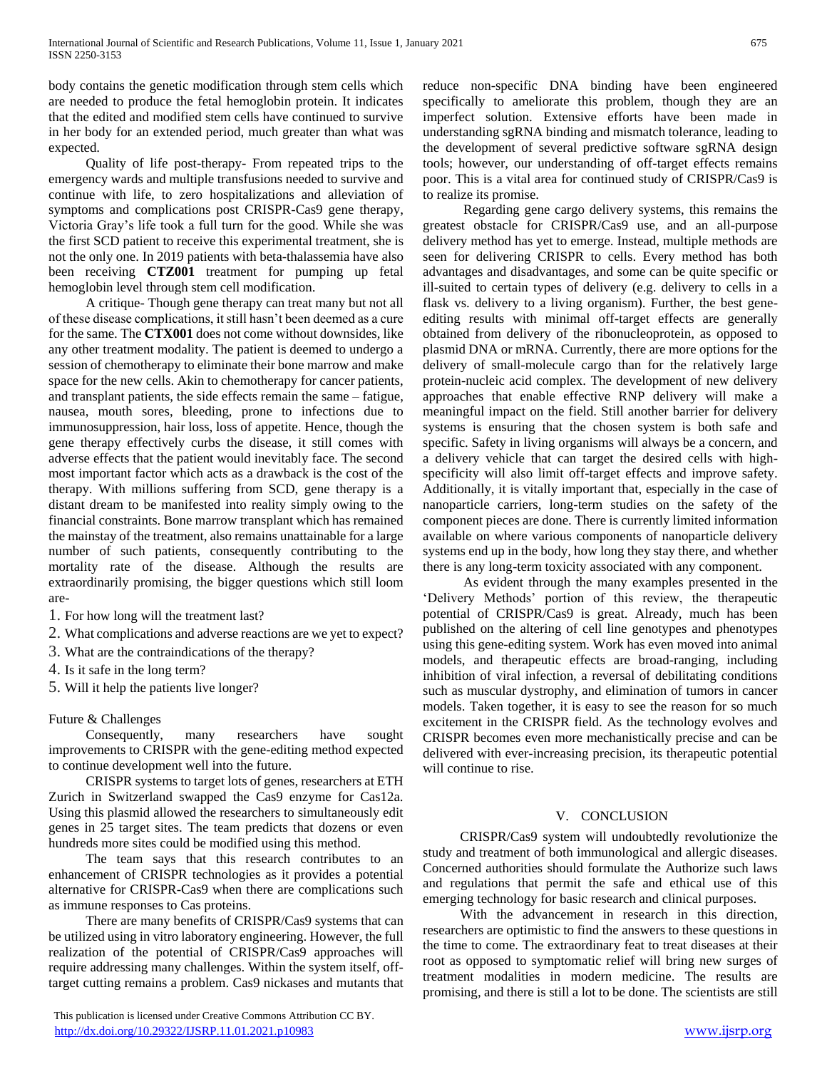body contains the genetic modification through stem cells which are needed to produce the fetal hemoglobin protein. It indicates that the edited and modified stem cells have continued to survive in her body for an extended period, much greater than what was expected.

Quality of life post-therapy- From repeated trips to the emergency wards and multiple transfusions needed to survive and continue with life, to zero hospitalizations and alleviation of symptoms and complications post CRISPR-Cas9 gene therapy, Victoria Gray's life took a full turn for the good. While she was the first SCD patient to receive this experimental treatment, she is not the only one. In 2019 patients with beta-thalassemia have also been receiving **CTZ001** treatment for pumping up fetal hemoglobin level through stem cell modification.

A critique- Though gene therapy can treat many but not all of these disease complications, it still hasn't been deemed as a cure for the same. The **CTX001** does not come without downsides, like any other treatment modality. The patient is deemed to undergo a session of chemotherapy to eliminate their bone marrow and make space for the new cells. Akin to chemotherapy for cancer patients, and transplant patients, the side effects remain the same – fatigue, nausea, mouth sores, bleeding, prone to infections due to immunosuppression, hair loss, loss of appetite. Hence, though the gene therapy effectively curbs the disease, it still comes with adverse effects that the patient would inevitably face. The second most important factor which acts as a drawback is the cost of the therapy. With millions suffering from SCD, gene therapy is a distant dream to be manifested into reality simply owing to the financial constraints. Bone marrow transplant which has remained the mainstay of the treatment, also remains unattainable for a large number of such patients, consequently contributing to the mortality rate of the disease. Although the results are extraordinarily promising, the bigger questions which still loom are-

1. For how long will the treatment last?
2. What complications and adverse reactions are we yet to expect?
3. What are the contraindications of the therapy?
4. Is it safe in the long term?
5. Will it help the patients live longer?

Future & Challenges

Consequently, many researchers have sought improvements to CRISPR with the gene-editing method expected to continue development well into the future.

CRISPR systems to target lots of genes, researchers at ETH Zurich in Switzerland swapped the Cas9 enzyme for Cas12a. Using this plasmid allowed the researchers to simultaneously edit genes in 25 target sites. The team predicts that dozens or even hundreds more sites could be modified using this method.

The team says that this research contributes to an enhancement of CRISPR technologies as it provides a potential alternative for CRISPR-Cas9 when there are complications such as immune responses to Cas proteins.

There are many benefits of CRISPR/Cas9 systems that can be utilized using in vitro laboratory engineering. However, the full realization of the potential of CRISPR/Cas9 approaches will require addressing many challenges. Within the system itself, off-target cutting remains a problem. Cas9 nickases and mutants that reduce non-specific DNA binding have been engineered specifically to ameliorate this problem, though they are an imperfect solution. Extensive efforts have been made in understanding sgRNA binding and mismatch tolerance, leading to the development of several predictive software sgRNA design tools; however, our understanding of off-target effects remains poor. This is a vital area for continued study of CRISPR/Cas9 is to realize its promise.

Regarding gene cargo delivery systems, this remains the greatest obstacle for CRISPR/Cas9 use, and an all-purpose delivery method has yet to emerge. Instead, multiple methods are seen for delivering CRISPR to cells. Every method has both advantages and disadvantages, and some can be quite specific or ill-suited to certain types of delivery (e.g. delivery to cells in a flask vs. delivery to a living organism). Further, the best gene-editing results with minimal off-target effects are generally obtained from delivery of the ribonucleoprotein, as opposed to plasmid DNA or mRNA. Currently, there are more options for the delivery of small-molecule cargo than for the relatively large protein-nucleic acid complex. The development of new delivery approaches that enable effective RNP delivery will make a meaningful impact on the field. Still another barrier for delivery systems is ensuring that the chosen system is both safe and specific. Safety in living organisms will always be a concern, and a delivery vehicle that can target the desired cells with high-specificity will also limit off-target effects and improve safety. Additionally, it is vitally important that, especially in the case of nanoparticle carriers, long-term studies on the safety of the component pieces are done. There is currently limited information available on where various components of nanoparticle delivery systems end up in the body, how long they stay there, and whether there is any long-term toxicity associated with any component.

As evident through the many examples presented in the 'Delivery Methods' portion of this review, the therapeutic potential of CRISPR/Cas9 is great. Already, much has been published on the altering of cell line genotypes and phenotypes using this gene-editing system. Work has even moved into animal models, and therapeutic effects are broad-ranging, including inhibition of viral infection, a reversal of debilitating conditions such as muscular dystrophy, and elimination of tumors in cancer models. Taken together, it is easy to see the reason for so much excitement in the CRISPR field. As the technology evolves and CRISPR becomes even more mechanistically precise and can be delivered with ever-increasing precision, its therapeutic potential will continue to rise.

## V. CONCLUSION

CRISPR/Cas9 system will undoubtedly revolutionize the study and treatment of both immunological and allergic diseases. Concerned authorities should formulate the Authorize such laws and regulations that permit the safe and ethical use of this emerging technology for basic research and clinical purposes.

With the advancement in research in this direction, researchers are optimistic to find the answers to these questions in the time to come. The extraordinary feat to treat diseases at their root as opposed to symptomatic relief will bring new surges of treatment modalities in modern medicine. The results are promising, and there is still a lot to be done. The scientists are still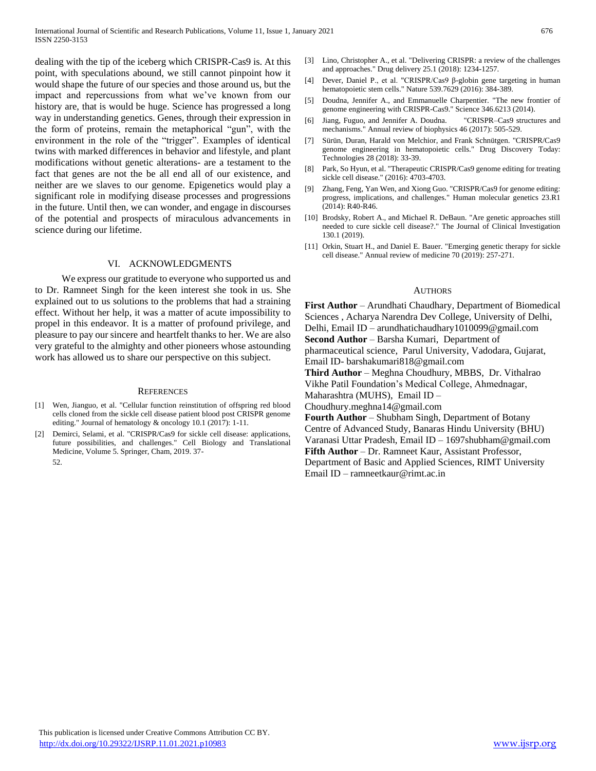dealing with the tip of the iceberg which CRISPR-Cas9 is. At this point, with speculations abound, we still cannot pinpoint how it would shape the future of our species and those around us, but the impact and repercussions from what we've known from our history are, that is would be huge. Science has progressed a long way in understanding genetics. Genes, through their expression in the form of proteins, remain the metaphorical "gun", with the environment in the role of the "trigger". Examples of identical twins with marked differences in behavior and lifestyle, and plant modifications without genetic alterations- are a testament to the fact that genes are not the be all end all of our existence, and neither are we slaves to our genome. Epigenetics would play a significant role in modifying disease processes and progressions in the future. Until then, we can wonder, and engage in discourses of the potential and prospects of miraculous advancements in science during our lifetime.

## VI. ACKNOWLEDGMENTS

We express our gratitude to everyone who supported us and to Dr. Ramneet Singh for the keen interest she took in us. She explained out to us solutions to the problems that had a straining effect. Without her help, it was a matter of acute impossibility to propel in this endeavor. It is a matter of profound privilege, and pleasure to pay our sincere and heartfelt thanks to her. We are also very grateful to the almighty and other pioneers whose astounding work has allowed us to share our perspective on this subject.

## REFERENCES

[1] Wen, Jianguo, et al. "Cellular function reinstitution of offspring red blood cells cloned from the sickle cell disease patient blood post CRISPR genome editing." Journal of hematology & oncology 10.1 (2017): 1-11.

[2] Demirci, Selami, et al. "CRISPR/Cas9 for sickle cell disease: applications, future possibilities, and challenges." Cell Biology and Translational Medicine, Volume 5. Springer, Cham, 2019. 37-52.

[3] Lino, Christopher A., et al. "Delivering CRISPR: a review of the challenges and approaches." Drug delivery 25.1 (2018): 1234-1257.

[4] Dever, Daniel P., et al. "CRISPR/Cas9 β-globin gene targeting in human hematopoietic stem cells." Nature 539.7629 (2016): 384-389.

[5] Doudna, Jennifer A., and Emmanuelle Charpentier. "The new frontier of genome engineering with CRISPR-Cas9." Science 346.6213 (2014).

[6] Jiang, Fuguo, and Jennifer A. Doudna. "CRISPR–Cas9 structures and mechanisms." Annual review of biophysics 46 (2017): 505-529.

[7] Sürün, Duran, Harald von Melchior, and Frank Schnütgen. "CRISPR/Cas9 genome engineering in hematopoietic cells." Drug Discovery Today: Technologies 28 (2018): 33-39.

[8] Park, So Hyun, et al. "Therapeutic CRISPR/Cas9 genome editing for treating sickle cell disease." (2016): 4703-4703.

[9] Zhang, Feng, Yan Wen, and Xiong Guo. "CRISPR/Cas9 for genome editing: progress, implications, and challenges." Human molecular genetics 23.R1 (2014): R40-R46.

[10] Brodsky, Robert A., and Michael R. DeBaun. "Are genetic approaches still needed to cure sickle cell disease?." The Journal of Clinical Investigation 130.1 (2019).

[11] Orkin, Stuart H., and Daniel E. Bauer. "Emerging genetic therapy for sickle cell disease." Annual review of medicine 70 (2019): 257-271.

## AUTHORS

**First Author** – Arundhati Chaudhary, Department of Biomedical Sciences , Acharya Narendra Dev College, University of Delhi, Delhi, Email ID – arundhatichaudhary1010099@gmail.com

**Second Author** – Barsha Kumari, Department of pharmaceutical science, Parul University, Vadodara, Gujarat, Email ID- barshakumari818@gmail.com

**Third Author** – Meghna Choudhury, MBBS, Dr. Vithalrao Vikhe Patil Foundation's Medical College, Ahmednagar, Maharashtra (MUHS), Email ID – Choudhury.meghna14@gmail.com

**Fourth Author** – Shubham Singh, Department of Botany Centre of Advanced Study, Banaras Hindu University (BHU) Varanasi Uttar Pradesh, Email ID – 1697shubham@gmail.com

**Fifth Author** – Dr. Ramneet Kaur, Assistant Professor, Department of Basic and Applied Sciences, RIMT University Email ID – ramneetkaur@rimt.ac.in